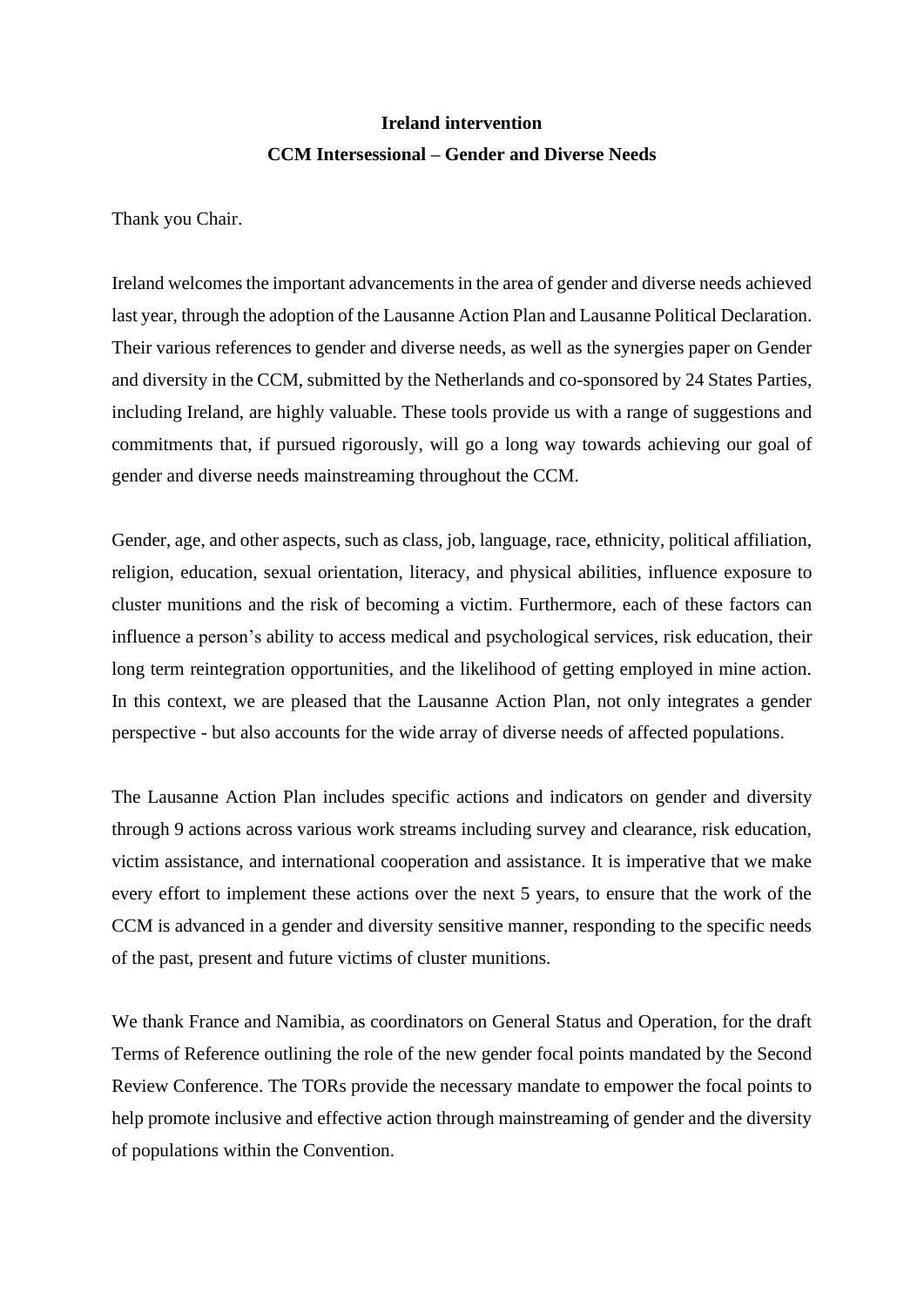**Ireland intervention**

**CCM Intersessional – Gender and Diverse Needs**

Thank you Chair.

Ireland welcomes the important advancements in the area of gender and diverse needs achieved last year, through the adoption of the Lausanne Action Plan and Lausanne Political Declaration. Their various references to gender and diverse needs, as well as the synergies paper on Gender and diversity in the CCM, submitted by the Netherlands and co-sponsored by 24 States Parties, including Ireland, are highly valuable. These tools provide us with a range of suggestions and commitments that, if pursued rigorously, will go a long way towards achieving our goal of gender and diverse needs mainstreaming throughout the CCM.

Gender, age, and other aspects, such as class, job, language, race, ethnicity, political affiliation, religion, education, sexual orientation, literacy, and physical abilities, influence exposure to cluster munitions and the risk of becoming a victim. Furthermore, each of these factors can influence a person's ability to access medical and psychological services, risk education, their long term reintegration opportunities, and the likelihood of getting employed in mine action. In this context, we are pleased that the Lausanne Action Plan, not only integrates a gender perspective - but also accounts for the wide array of diverse needs of affected populations.

The Lausanne Action Plan includes specific actions and indicators on gender and diversity through 9 actions across various work streams including survey and clearance, risk education, victim assistance, and international cooperation and assistance. It is imperative that we make every effort to implement these actions over the next 5 years, to ensure that the work of the CCM is advanced in a gender and diversity sensitive manner, responding to the specific needs of the past, present and future victims of cluster munitions.

We thank France and Namibia, as coordinators on General Status and Operation, for the draft Terms of Reference outlining the role of the new gender focal points mandated by the Second Review Conference. The TORs provide the necessary mandate to empower the focal points to help promote inclusive and effective action through mainstreaming of gender and the diversity of populations within the Convention.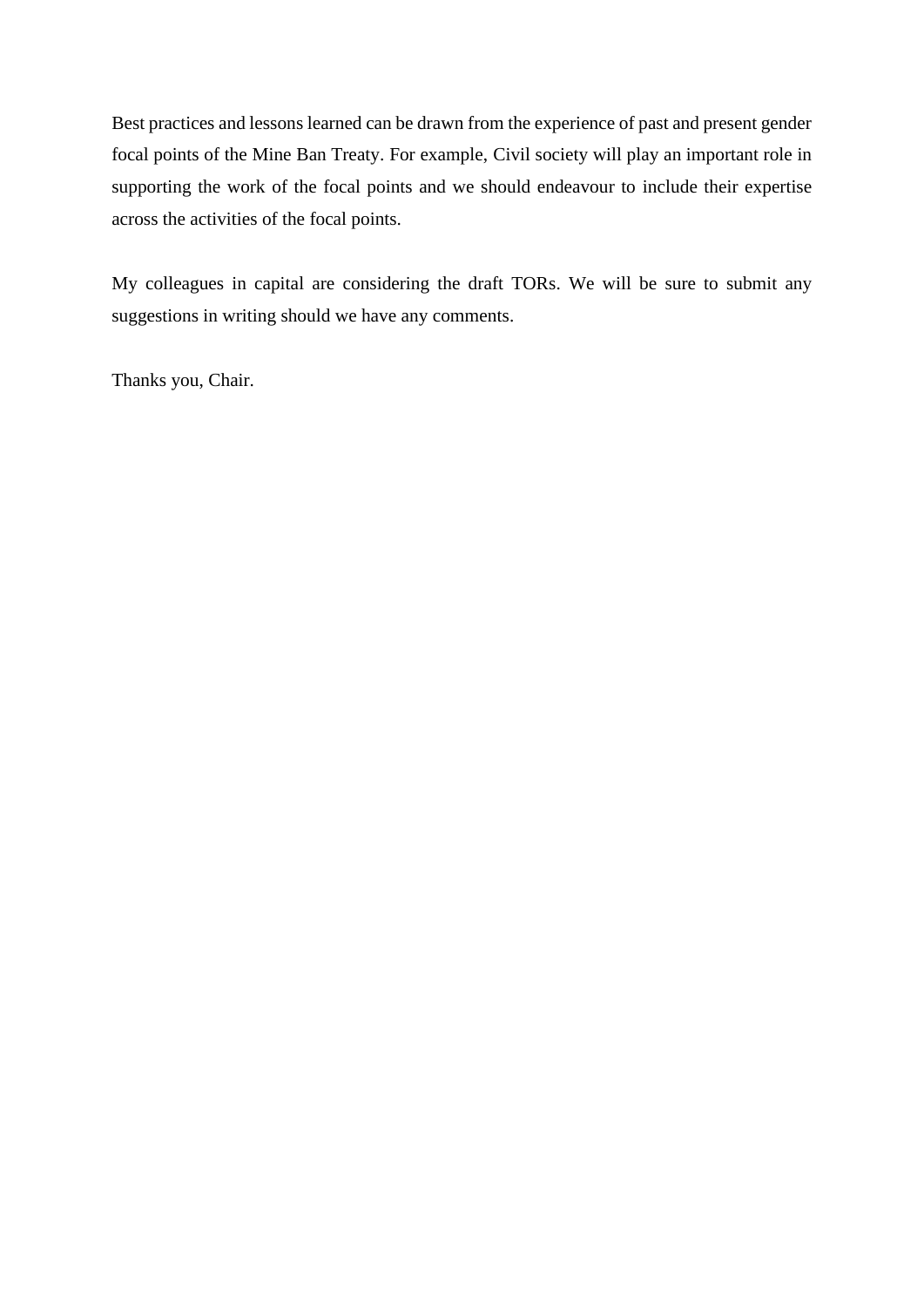Best practices and lessons learned can be drawn from the experience of past and present gender focal points of the Mine Ban Treaty. For example, Civil society will play an important role in supporting the work of the focal points and we should endeavour to include their expertise across the activities of the focal points.

My colleagues in capital are considering the draft TORs. We will be sure to submit any suggestions in writing should we have any comments.

Thanks you, Chair.